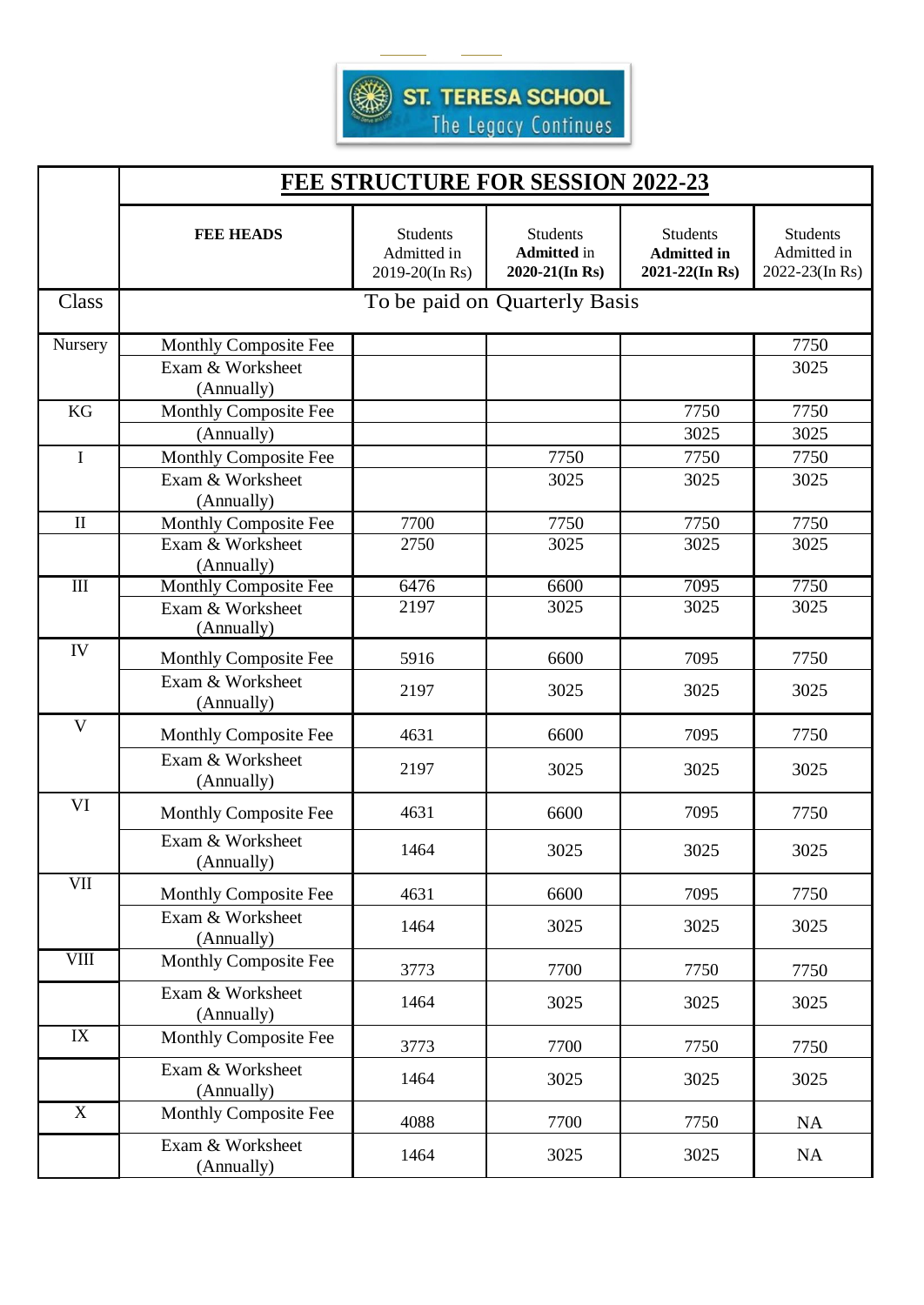ST. TERESA SCHOOL
The Legacy Continues

| | FEE STRUCTURE FOR SESSION 2022-23 | | | | |
|---|---|---|---|---|---|
| | **FEE HEADS** | Students Admitted in 2019-20(In Rs) | Students **Admitted** in **2020-21(In Rs)** | Students **Admitted in 2021-22(In Rs)** | Students Admitted in 2022-23(In Rs) |
| Class | To be paid on Quarterly Basis | | | | |
| Nursery | Monthly Composite Fee | | | | 7750 |
| | Exam & Worksheet (Annually) | | | | 3025 |
| KG | Monthly Composite Fee | | | 7750 | 7750 |
| | (Annually) | | | 3025 | 3025 |
| I | Monthly Composite Fee | | 7750 | 7750 | 7750 |
| | Exam & Worksheet (Annually) | | 3025 | 3025 | 3025 |
| II | Monthly Composite Fee | 7700 | 7750 | 7750 | 7750 |
| | Exam & Worksheet (Annually) | 2750 | 3025 | 3025 | 3025 |
| III | Monthly Composite Fee | 6476 | 6600 | 7095 | 7750 |
| | Exam & Worksheet (Annually) | 2197 | 3025 | 3025 | 3025 |
| IV | Monthly Composite Fee | 5916 | 6600 | 7095 | 7750 |
| | Exam & Worksheet (Annually) | 2197 | 3025 | 3025 | 3025 |
| V | Monthly Composite Fee | 4631 | 6600 | 7095 | 7750 |
| | Exam & Worksheet (Annually) | 2197 | 3025 | 3025 | 3025 |
| VI | Monthly Composite Fee | 4631 | 6600 | 7095 | 7750 |
| | Exam & Worksheet (Annually) | 1464 | 3025 | 3025 | 3025 |
| VII | Monthly Composite Fee | 4631 | 6600 | 7095 | 7750 |
| | Exam & Worksheet (Annually) | 1464 | 3025 | 3025 | 3025 |
| VIII | Monthly Composite Fee | 3773 | 7700 | 7750 | 7750 |
| | Exam & Worksheet (Annually) | 1464 | 3025 | 3025 | 3025 |
| IX | Monthly Composite Fee | 3773 | 7700 | 7750 | 7750 |
| | Exam & Worksheet (Annually) | 1464 | 3025 | 3025 | 3025 |
| X | Monthly Composite Fee | 4088 | 7700 | 7750 | NA |
| | Exam & Worksheet (Annually) | 1464 | 3025 | 3025 | NA |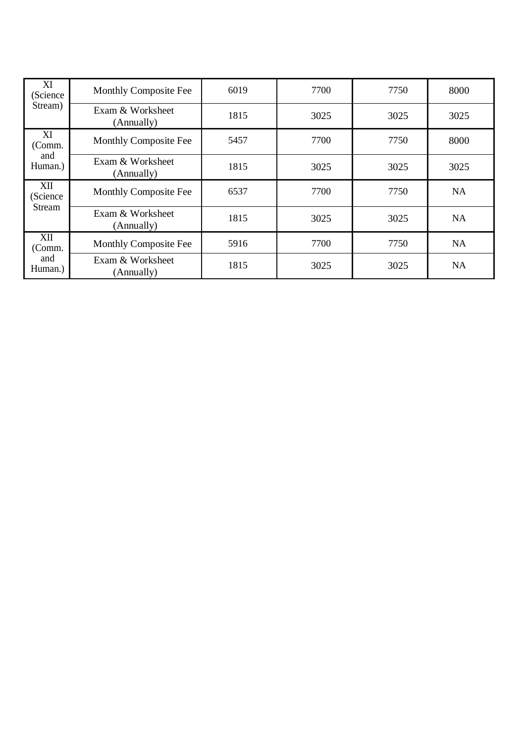| | | | | | |
|---|---|---|---|---|---|
| XI (Science Stream) | Monthly Composite Fee | 6019 | 7700 | 7750 | 8000 |
| | Exam & Worksheet (Annually) | 1815 | 3025 | 3025 | 3025 |
| XI (Comm. and Human.) | Monthly Composite Fee | 5457 | 7700 | 7750 | 8000 |
| | Exam & Worksheet (Annually) | 1815 | 3025 | 3025 | 3025 |
| XII (Science Stream | Monthly Composite Fee | 6537 | 7700 | 7750 | NA |
| | Exam & Worksheet (Annually) | 1815 | 3025 | 3025 | NA |
| XII (Comm. and Human.) | Monthly Composite Fee | 5916 | 7700 | 7750 | NA |
| | Exam & Worksheet (Annually) | 1815 | 3025 | 3025 | NA |